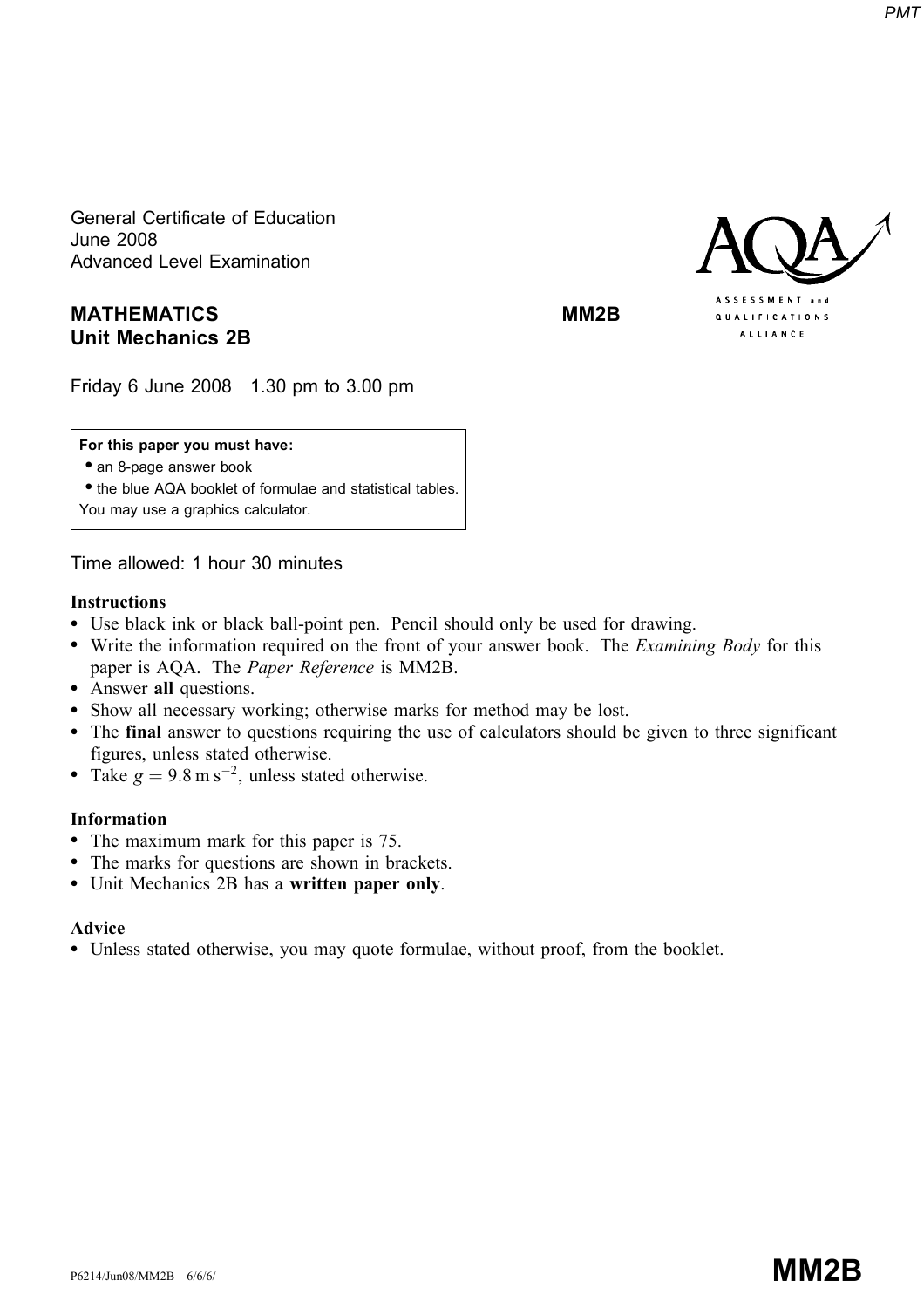General Certificate of Education
June 2008
Advanced Level Examination

**MATHEMATICS** **MM2B**
**Unit Mechanics 2B**

ASSESSMENT and QUALIFICATIONS ALLIANCE

Friday 6 June 2008 1.30 pm to 3.00 pm

**For this paper you must have:**
- an 8-page answer book
- the blue AQA booklet of formulae and statistical tables.

You may use a graphics calculator.

Time allowed: 1 hour 30 minutes

**Instructions**

- Use black ink or black ball-point pen. Pencil should only be used for drawing.
- Write the information required on the front of your answer book. The *Examining Body* for this paper is AQA. The *Paper Reference* is MM2B.
- Answer **all** questions.
- Show all necessary working; otherwise marks for method may be lost.
- The **final** answer to questions requiring the use of calculators should be given to three significant figures, unless stated otherwise.
- Take $g = 9.8 \text{ m s}^{-2}$, unless stated otherwise.

**Information**

- The maximum mark for this paper is 75.
- The marks for questions are shown in brackets.
- Unit Mechanics 2B has a **written paper only**.

**Advice**

- Unless stated otherwise, you may quote formulae, without proof, from the booklet.

P6214/Jun08/MM2B 6/6/6/ **MM2B**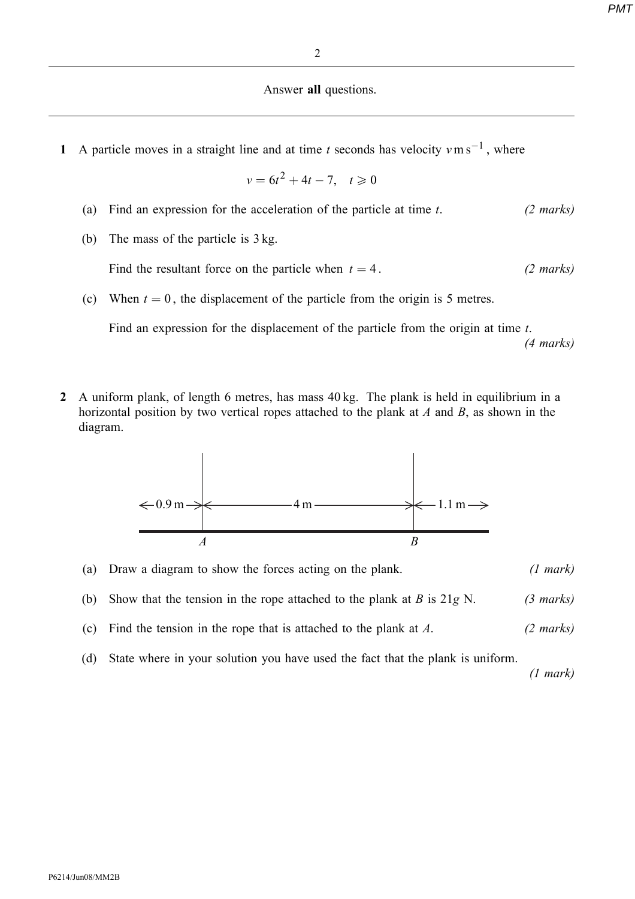Answer **all** questions.

---

**1** A particle moves in a straight line and at time $t$ seconds has velocity $v \text{ m s}^{-1}$, where

$$v = 6t^2 + 4t - 7, \quad t \geqslant 0$$

(a) Find an expression for the acceleration of the particle at time $t$. *(2 marks)*

(b) The mass of the particle is 3 kg.

Find the resultant force on the particle when $t = 4$. *(2 marks)*

(c) When $t = 0$, the displacement of the particle from the origin is 5 metres.

Find an expression for the displacement of the particle from the origin at time $t$. *(4 marks)*

**2** A uniform plank, of length 6 metres, has mass 40 kg. The plank is held in equilibrium in a horizontal position by two vertical ropes attached to the plank at $A$ and $B$, as shown in the diagram.

←0.9 m→←4 m→←1.1 m→

$A$ $B$

(a) Draw a diagram to show the forces acting on the plank. *(1 mark)*

(b) Show that the tension in the rope attached to the plank at $B$ is $21g$ N. *(3 marks)*

(c) Find the tension in the rope that is attached to the plank at $A$. *(2 marks)*

(d) State where in your solution you have used the fact that the plank is uniform. *(1 mark)*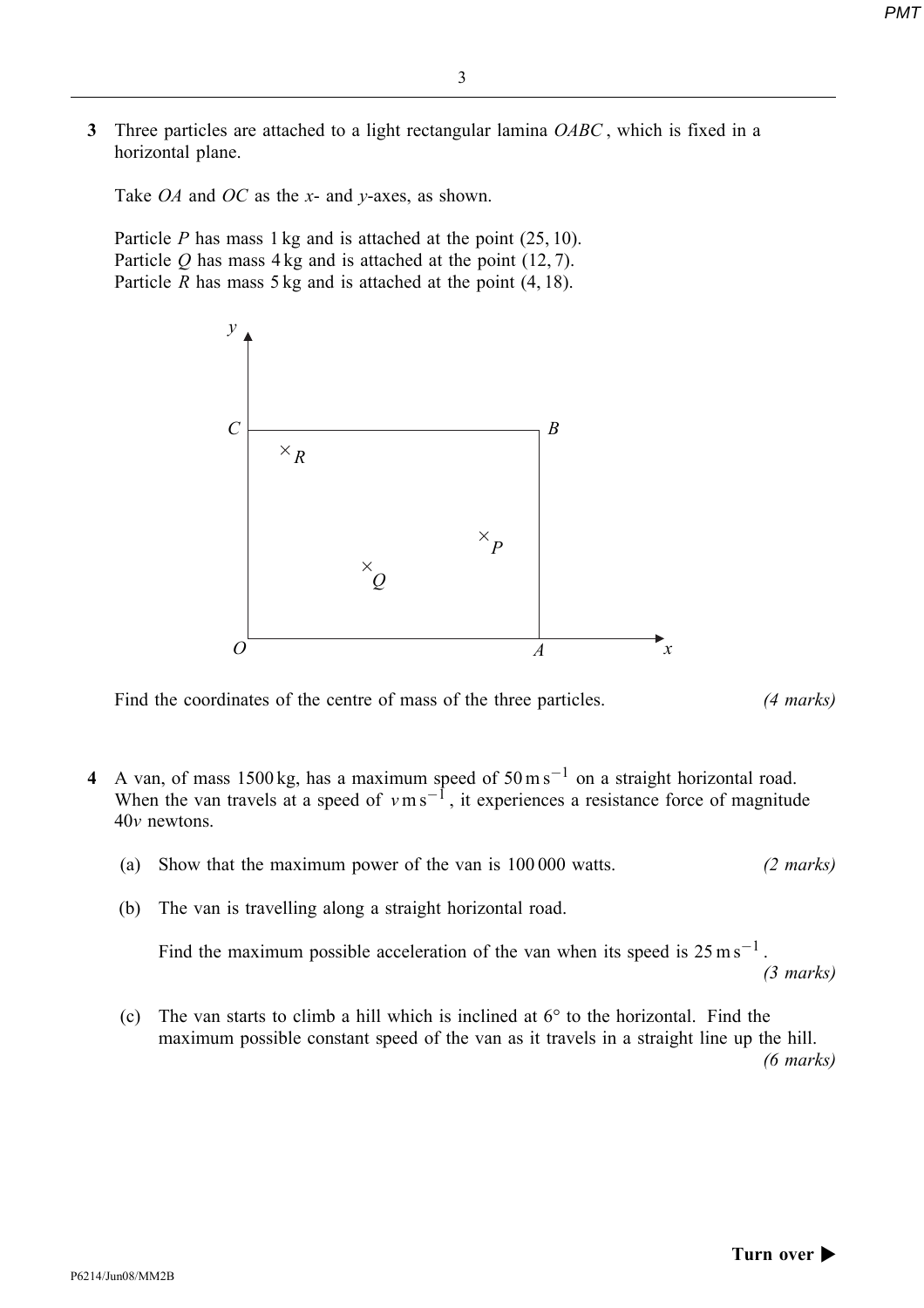**3** Three particles are attached to a light rectangular lamina $OABC$, which is fixed in a horizontal plane.

Take $OA$ and $OC$ as the $x$- and $y$-axes, as shown.

Particle $P$ has mass 1 kg and is attached at the point $(25, 10)$.
Particle $Q$ has mass 4 kg and is attached at the point $(12, 7)$.
Particle $R$ has mass 5 kg and is attached at the point $(4, 18)$.

Find the coordinates of the centre of mass of the three particles. *(4 marks)*

**4** A van, of mass 1500 kg, has a maximum speed of $50\,\text{m}\,\text{s}^{-1}$ on a straight horizontal road. When the van travels at a speed of $v\,\text{m}\,\text{s}^{-1}$, it experiences a resistance force of magnitude $40v$ newtons.

(a) Show that the maximum power of the van is 100 000 watts. *(2 marks)*

(b) The van is travelling along a straight horizontal road.

Find the maximum possible acceleration of the van when its speed is $25\,\text{m}\,\text{s}^{-1}$. *(3 marks)*

(c) The van starts to climb a hill which is inclined at $6°$ to the horizontal. Find the maximum possible constant speed of the van as it travels in a straight line up the hill. *(6 marks)*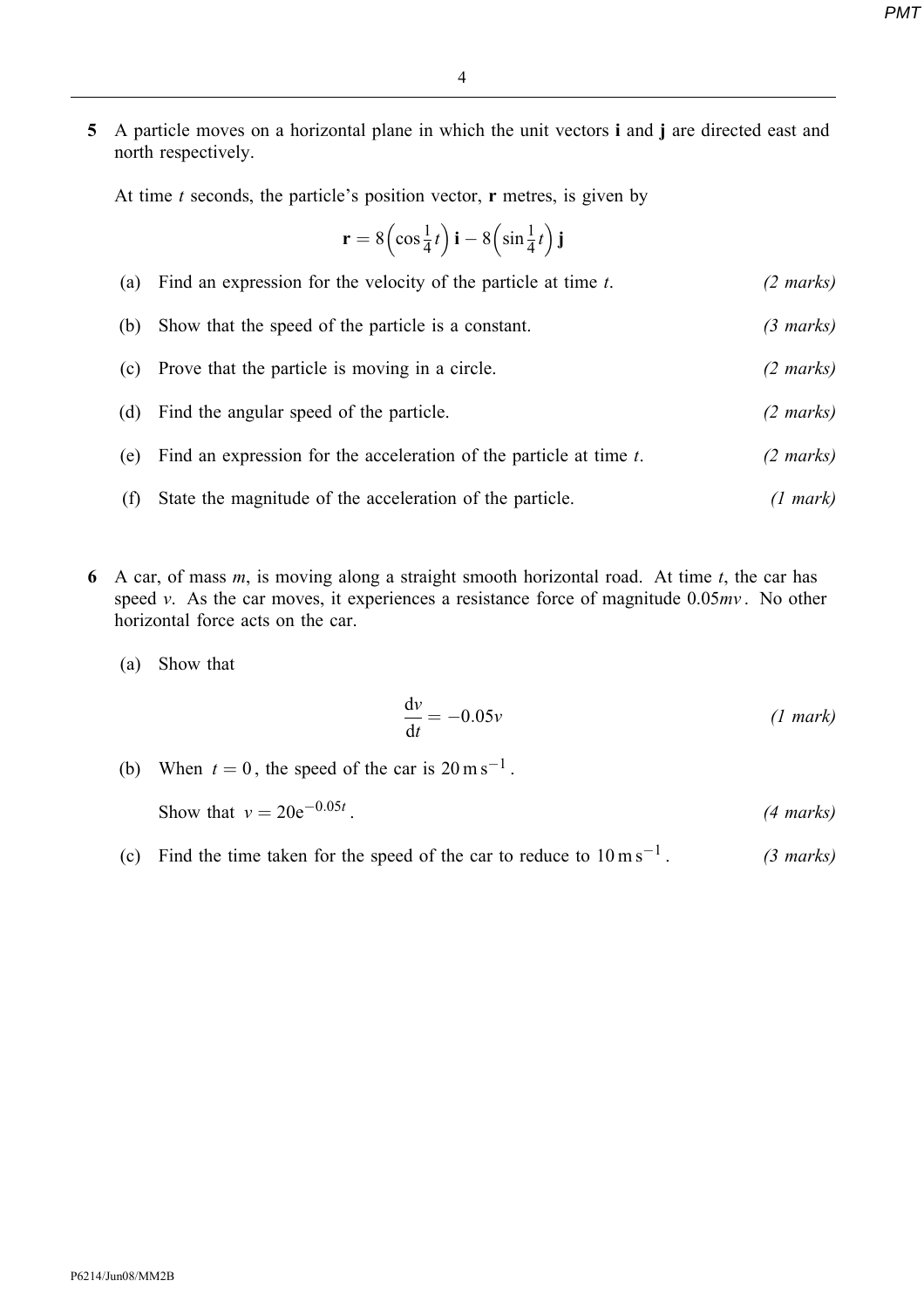**5** A particle moves on a horizontal plane in which the unit vectors **i** and **j** are directed east and north respectively.

At time $t$ seconds, the particle's position vector, **r** metres, is given by

$$\mathbf{r} = 8\left(\cos\tfrac{1}{4}t\right)\mathbf{i} - 8\left(\sin\tfrac{1}{4}t\right)\mathbf{j}$$

(a) Find an expression for the velocity of the particle at time $t$. *(2 marks)*

(b) Show that the speed of the particle is a constant. *(3 marks)*

(c) Prove that the particle is moving in a circle. *(2 marks)*

(d) Find the angular speed of the particle. *(2 marks)*

(e) Find an expression for the acceleration of the particle at time $t$. *(2 marks)*

(f) State the magnitude of the acceleration of the particle. *(1 mark)*

**6** A car, of mass $m$, is moving along a straight smooth horizontal road. At time $t$, the car has speed $v$. As the car moves, it experiences a resistance force of magnitude $0.05mv$. No other horizontal force acts on the car.

(a) Show that

$$\frac{\mathrm{d}v}{\mathrm{d}t} = -0.05v$$

*(1 mark)*

(b) When $t = 0$, the speed of the car is $20\,\mathrm{m\,s^{-1}}$.

Show that $v = 20\mathrm{e}^{-0.05t}$. *(4 marks)*

(c) Find the time taken for the speed of the car to reduce to $10\,\mathrm{m\,s^{-1}}$. *(3 marks)*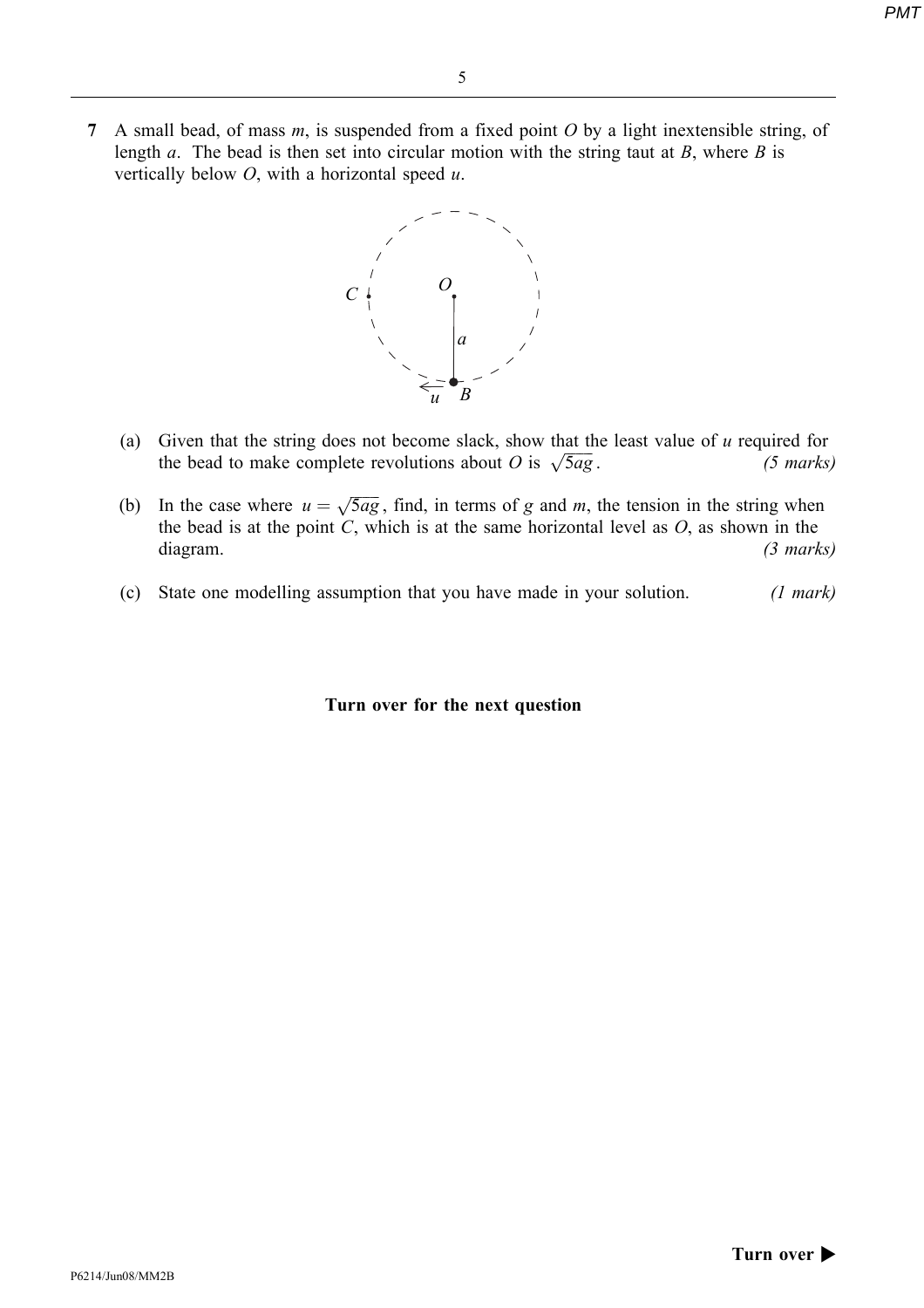**7** A small bead, of mass $m$, is suspended from a fixed point $O$ by a light inextensible string, of length $a$. The bead is then set into circular motion with the string taut at $B$, where $B$ is vertically below $O$, with a horizontal speed $u$.

(a) Given that the string does not become slack, show that the least value of $u$ required for the bead to make complete revolutions about $O$ is $\sqrt{5ag}$. *(5 marks)*

(b) In the case where $u = \sqrt{5ag}$, find, in terms of $g$ and $m$, the tension in the string when the bead is at the point $C$, which is at the same horizontal level as $O$, as shown in the diagram. *(3 marks)*

(c) State one modelling assumption that you have made in your solution. *(1 mark)*

**Turn over for the next question**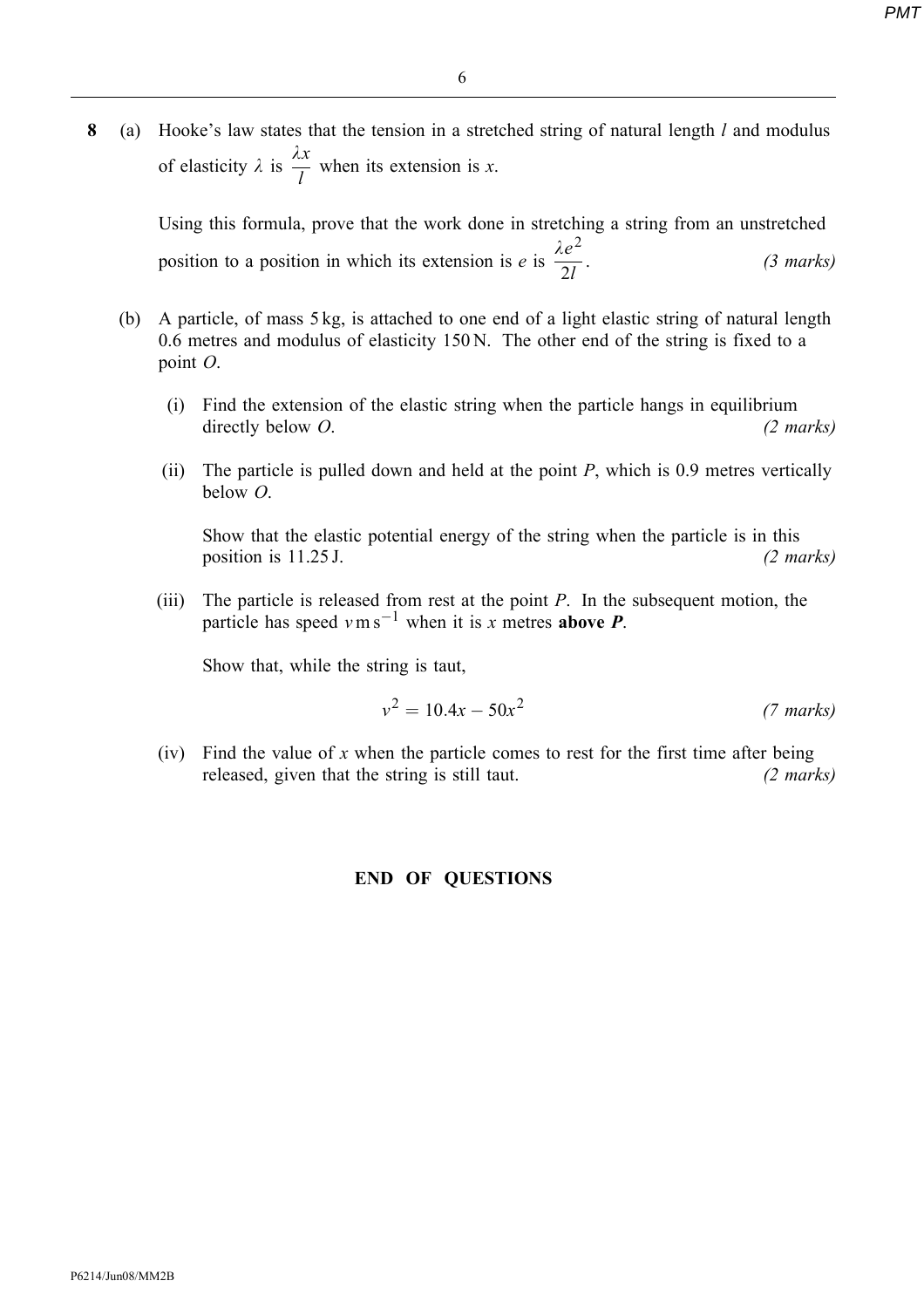**8** (a) Hooke's law states that the tension in a stretched string of natural length $l$ and modulus of elasticity $\lambda$ is $\dfrac{\lambda x}{l}$ when its extension is $x$.

Using this formula, prove that the work done in stretching a string from an unstretched position to a position in which its extension is $e$ is $\dfrac{\lambda e^2}{2l}$. *(3 marks)*

(b) A particle, of mass 5 kg, is attached to one end of a light elastic string of natural length 0.6 metres and modulus of elasticity 150 N. The other end of the string is fixed to a point $O$.

(i) Find the extension of the elastic string when the particle hangs in equilibrium directly below $O$. *(2 marks)*

(ii) The particle is pulled down and held at the point $P$, which is 0.9 metres vertically below $O$.

Show that the elastic potential energy of the string when the particle is in this position is 11.25 J. *(2 marks)*

(iii) The particle is released from rest at the point $P$. In the subsequent motion, the particle has speed $v\,\text{m s}^{-1}$ when it is $x$ metres **above** $\boldsymbol{P}$.

Show that, while the string is taut,

$$v^2 = 10.4x - 50x^2$$

*(7 marks)*

(iv) Find the value of $x$ when the particle comes to rest for the first time after being released, given that the string is still taut. *(2 marks)*

**END OF QUESTIONS**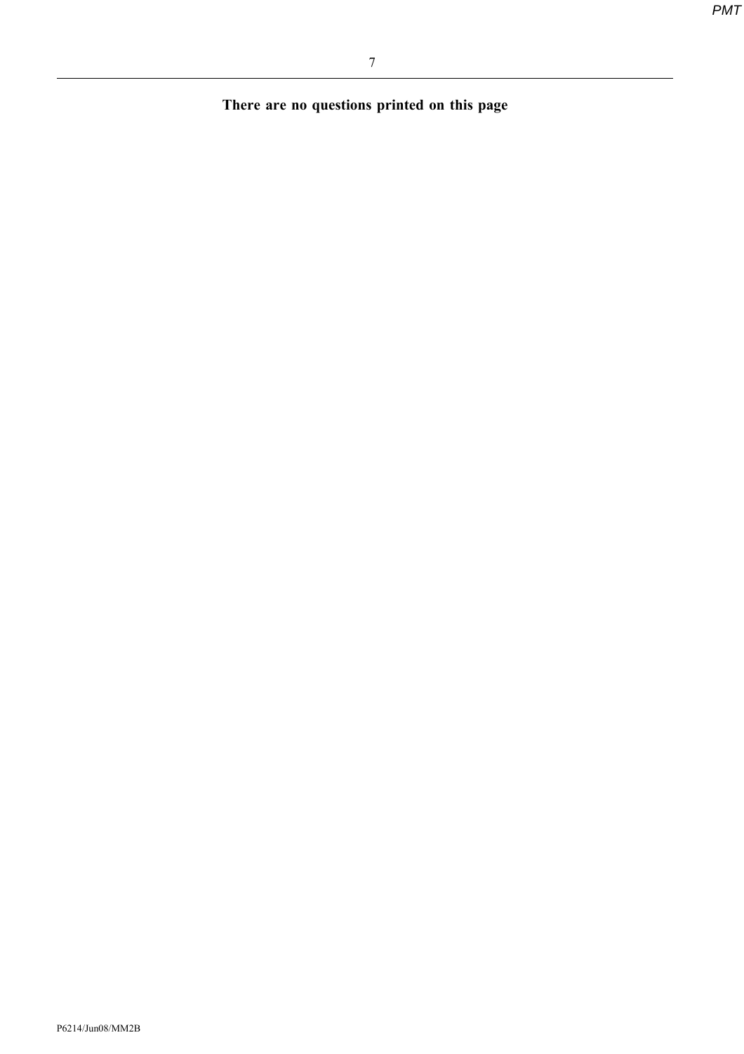**There are no questions printed on this page**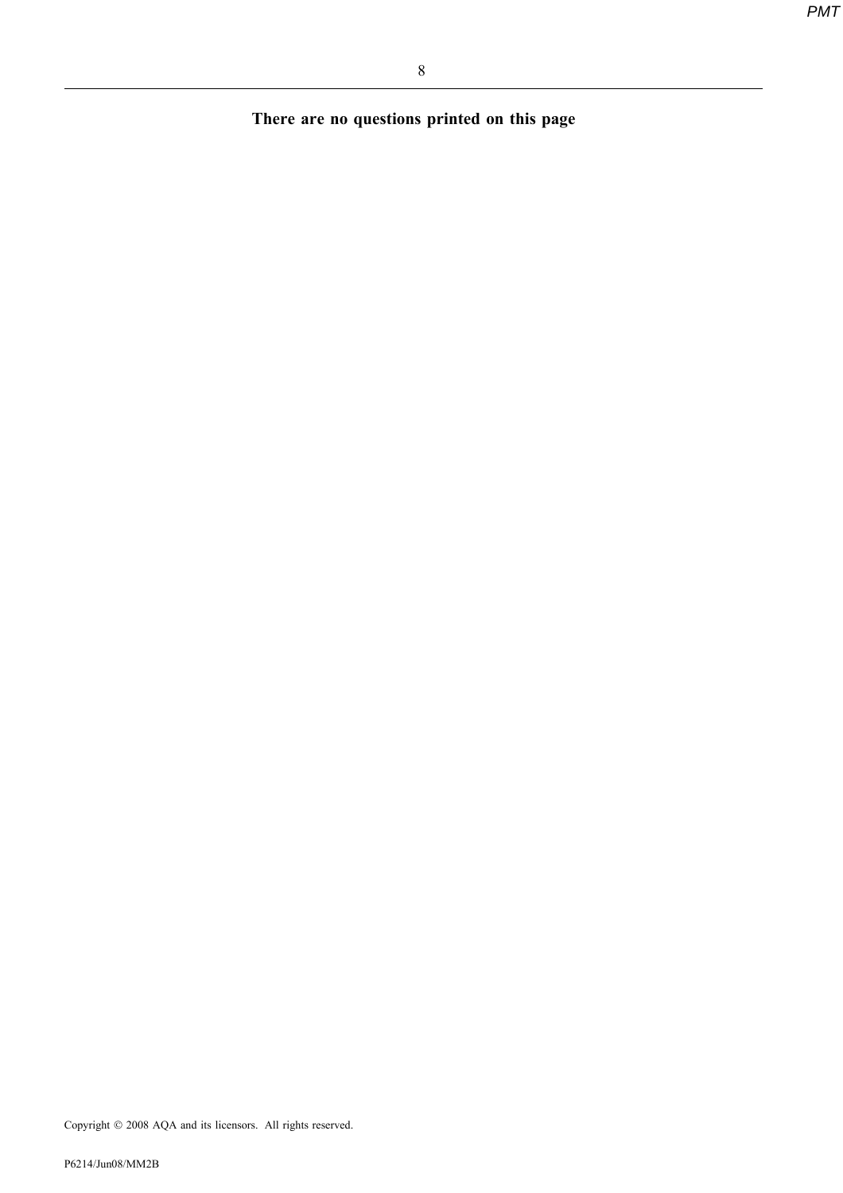**There are no questions printed on this page**

Copyright © 2008 AQA and its licensors. All rights reserved.

P6214/Jun08/MM2B